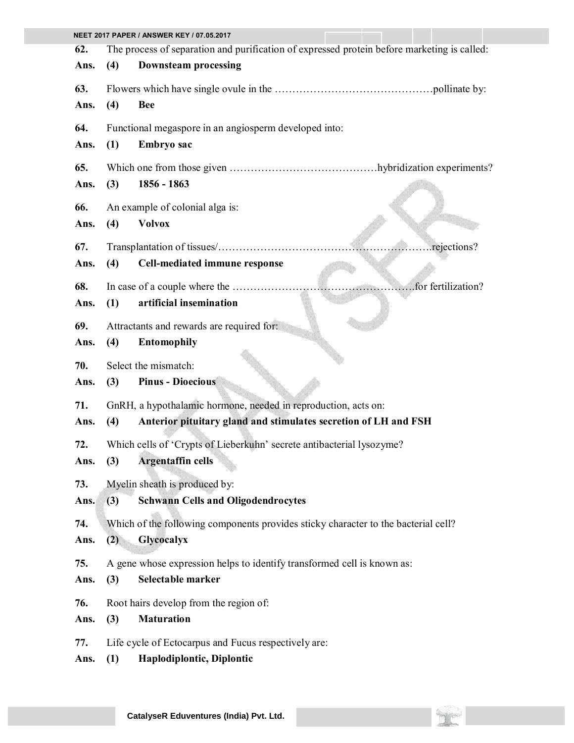**62.** The process of separation and purification of expressed protein before marketing is called:

**Ans. (4) Downsteam processing**

**63.** Flowers which have single ovule in the ………………………………………pollinate by:

**Ans. (4) Bee**

**64.** Functional megaspore in an angiosperm developed into:

**Ans. (1) Embryo sac**

**65.** Which one from those given ……………………………………hybridization experiments?

**Ans. (3) 1856 - 1863**

**66.** An example of colonial alga is:

**Ans. (4) Volvox**

**67.** Transplantation of tissues/……………………………………………………..rejections?

**Ans. (4) Cell-mediated immune response**

**68.** In case of a couple where the …………………………………………….for fertilization?

**Ans. (1) artificial insemination**

**69.** Attractants and rewards are required for:

**Ans. (4) Entomophily**

**70.** Select the mismatch:

**Ans. (3) Pinus - Dioecious**

**71.** GnRH, a hypothalamic hormone, needed in reproduction, acts on:

**Ans. (4) Anterior pituitary gland and stimulates secretion of LH and FSH**

**72.** Which cells of 'Crypts of Lieberkuhn' secrete antibacterial lysozyme?

**Ans. (3) Argentaffin cells**

**73.** Myelin sheath is produced by:

**Ans. (3) Schwann Cells and Oligodendrocytes**

**74.** Which of the following components provides sticky character to the bacterial cell?

**Ans. (2) Glycocalyx**

**75.** A gene whose expression helps to identify transformed cell is known as:

**Ans. (3) Selectable marker**

**76.** Root hairs develop from the region of:

**Ans. (3) Maturation**

**77.** Life cycle of Ectocarpus and Fucus respectively are:

**Ans. (1) Haplodiplontic, Diplontic**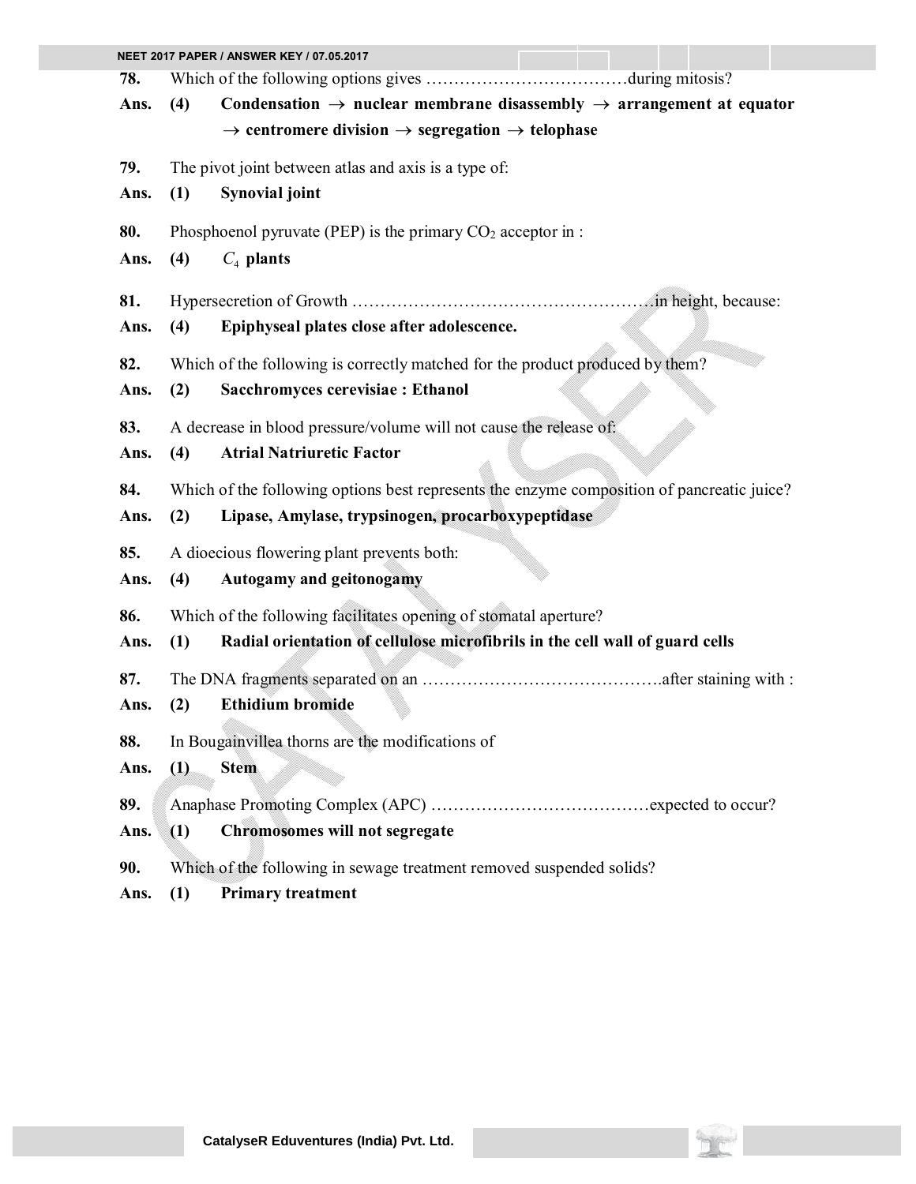**78.** Which of the following options gives ………………………………during mitosis?

**Ans. (4) Condensation → nuclear membrane disassembly → arrangement at equator → centromere division → segregation → telophase**

**79.** The pivot joint between atlas and axis is a type of:

**Ans. (1) Synovial joint**

**80.** Phosphoenol pyruvate (PEP) is the primary $CO_2$ acceptor in :

**Ans. (4) $C_4$ plants**

**81.** Hypersecretion of Growth ………………………………………………in height, because:

**Ans. (4) Epiphyseal plates close after adolescence.**

**82.** Which of the following is correctly matched for the product produced by them?

**Ans. (2) Sacchromyces cerevisiae : Ethanol**

**83.** A decrease in blood pressure/volume will not cause the release of:

**Ans. (4) Atrial Natriuretic Factor**

**84.** Which of the following options best represents the enzyme composition of pancreatic juice?

**Ans. (2) Lipase, Amylase, trypsinogen, procarboxypeptidase**

**85.** A dioecious flowering plant prevents both:

**Ans. (4) Autogamy and geitonogamy**

**86.** Which of the following facilitates opening of stomatal aperture?

**Ans. (1) Radial orientation of cellulose microfibrils in the cell wall of guard cells**

**87.** The DNA fragments separated on an …………………………………….after staining with :

**Ans. (2) Ethidium bromide**

**88.** In Bougainvillea thorns are the modifications of

**Ans. (1) Stem**

**89.** Anaphase Promoting Complex (APC) …………………………………expected to occur?

**Ans. (1) Chromosomes will not segregate**

**90.** Which of the following in sewage treatment removed suspended solids?

**Ans. (1) Primary treatment**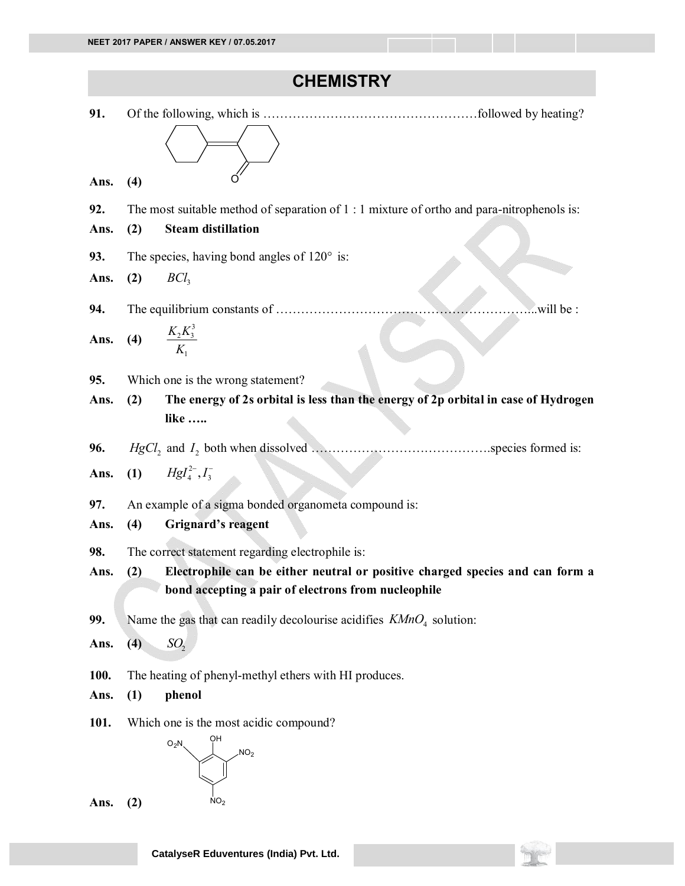# CHEMISTRY

**91.** Of the following, which is ……………………………………………followed by heating?

**Ans.** **(4)**

**92.** The most suitable method of separation of 1 : 1 mixture of ortho and para-nitrophenols is:

**Ans.** **(2)** **Steam distillation**

**93.** The species, having bond angles of 120° is:

**Ans.** **(2)** $BCl_3$

**94.** The equilibrium constants of …………………………………………………..will be :

**Ans.** **(4)** $\frac{K_2 K_3^3}{K_1}$

**95.** Which one is the wrong statement?

**Ans.** **(2)** **The energy of 2s orbital is less than the energy of 2p orbital in case of Hydrogen like …..**

**96.** $HgCl_2$ and $I_2$ both when dissolved ……………………………………species formed is:

**Ans.** **(1)** $HgI_4^{2-}, I_3^-$

**97.** An example of a sigma bonded organometa compound is:

**Ans.** **(4)** **Grignard's reagent**

**98.** The correct statement regarding electrophile is:

**Ans.** **(2)** **Electrophile can be either neutral or positive charged species and can form a bond accepting a pair of electrons from nucleophile**

**99.** Name the gas that can readily decolourise acidifies $KMnO_4$ solution:

**Ans.** **(4)** $SO_2$

**100.** The heating of phenyl-methyl ethers with HI produces.

**Ans.** **(1)** **phenol**

**101.** Which one is the most acidic compound?

**Ans.** **(2)**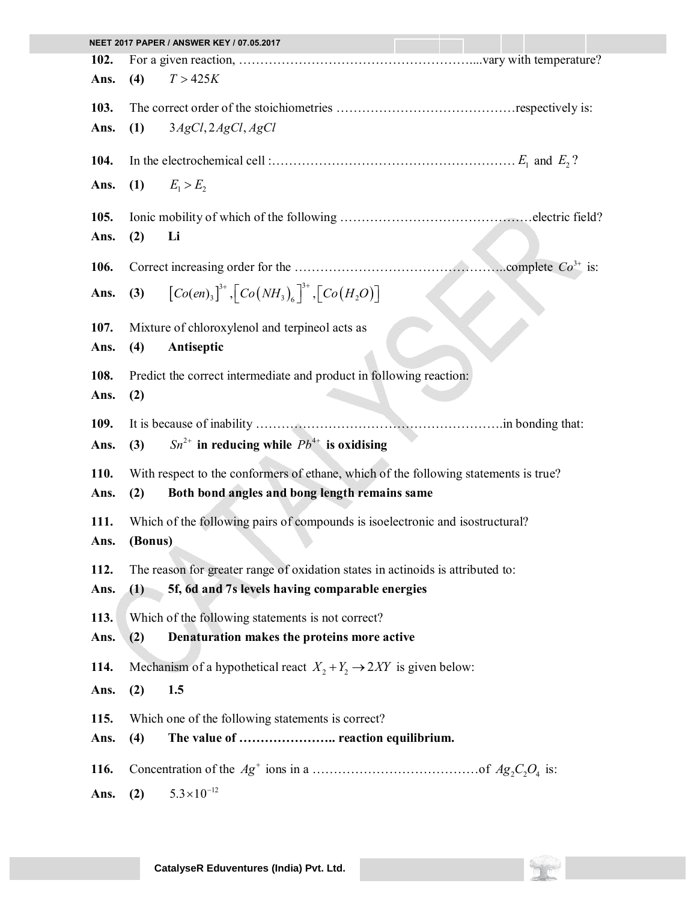**102.** For a given reaction, ………………………………………………....vary with temperature?

**Ans.** **(4)** $T > 425K$

**103.** The correct order of the stoichiometries ……………………………………respectively is:

**Ans.** **(1)** $3AgCl, 2AgCl, AgCl$

**104.** In the electrochemical cell :………………………………………………… $E_1$ and $E_2$?

**Ans.** **(1)** $E_1 > E_2$

**105.** Ionic mobility of which of the following ………………………………………electric field?

**Ans.** **(2)** **Li**

**106.** Correct increasing order for the …………………………………………..complete $Co^{3+}$ is:

**Ans.** **(3)** $\left[Co(en)_3\right]^{3+}, \left[Co\left(NH_3\right)_6\right]^{3+}, \left[Co\left(H_2O\right)\right]$

**107.** Mixture of chloroxylenol and terpineol acts as

**Ans.** **(4)** **Antiseptic**

**108.** Predict the correct intermediate and product in following reaction:

**Ans.** **(2)**

**109.** It is because of inability ………………………………………………….in bonding that:

**Ans.** **(3)** $Sn^{2+}$ **in reducing while** $Pb^{4+}$ **is oxidising**

**110.** With respect to the conformers of ethane, which of the following statements is true?

**Ans.** **(2)** **Both bond angles and bong length remains same**

**111.** Which of the following pairs of compounds is isoelectronic and isostructural?

**Ans.** **(Bonus)**

**112.** The reason for greater range of oxidation states in actinoids is attributed to:

**Ans.** **(1)** **5f, 6d and 7s levels having comparable energies**

**113.** Which of the following statements is not correct?

**Ans.** **(2)** **Denaturation makes the proteins more active**

**114.** Mechanism of a hypothetical react $X_2 + Y_2 \rightarrow 2XY$ is given below:

**Ans.** **(2)** **1.5**

**115.** Which one of the following statements is correct?

**Ans.** **(4)** **The value of ………………….. reaction equilibrium.**

**116.** Concentration of the $Ag^+$ ions in a …………………………………of $Ag_2C_2O_4$ is:

**Ans.** **(2)** $5.3 \times 10^{-12}$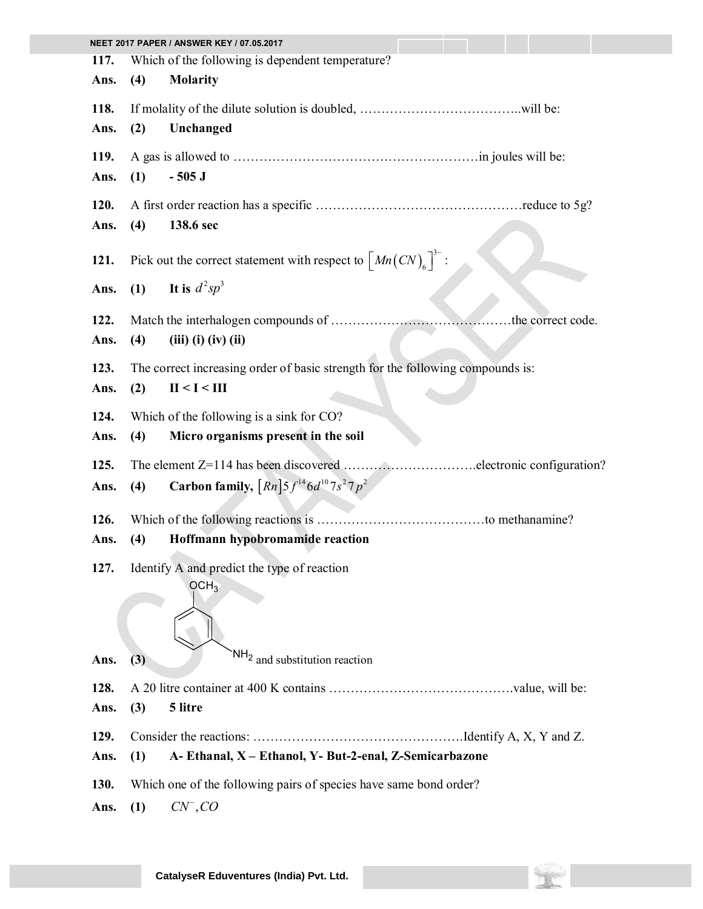**117.** Which of the following is dependent temperature?

**Ans. (4) Molarity**

**118.** If molality of the dilute solution is doubled, ………………………………..will be:

**Ans. (2) Unchanged**

**119.** A gas is allowed to …………………………………………………in joules will be:

**Ans. (1) - 505 J**

**120.** A first order reaction has a specific …………………………………………reduce to 5g?

**Ans. (4) 138.6 sec**

**121.** Pick out the correct statement with respect to $\left[Mn\left(CN\right)_6\right]^{3-}$ :

**Ans. (1) It is $d^2sp^3$**

**122.** Match the interhalogen compounds of ……………………………………the correct code.

**Ans. (4) (iii) (i) (iv) (ii)**

**123.** The correct increasing order of basic strength for the following compounds is:

**Ans. (2) II < I < III**

**124.** Which of the following is a sink for CO?

**Ans. (4) Micro organisms present in the soil**

**125.** The element Z=114 has been discovered ………………………….electronic configuration?

**Ans. (4) Carbon family, $\left[Rn\right]5f^{14}6d^{10}7s^27p^2$**

**126.** Which of the following reactions is …………………………………to methanamine?

**Ans. (4) Hoffmann hypobromamide reaction**

**127.** Identify A and predict the type of reaction

**Ans. (3)** 3-methoxyaniline (benzene ring with $OCH_3$ and $NH_2$ in meta positions) and substitution reaction

**128.** A 20 litre container at 400 K contains …………………………………….value, will be:

**Ans. (3) 5 litre**

**129.** Consider the reactions: ………………………………………….Identify A, X, Y and Z.

**Ans. (1) A- Ethanal, X – Ethanol, Y- But-2-enal, Z-Semicarbazone**

**130.** Which one of the following pairs of species have same bond order?

**Ans. (1)** $CN^-, CO$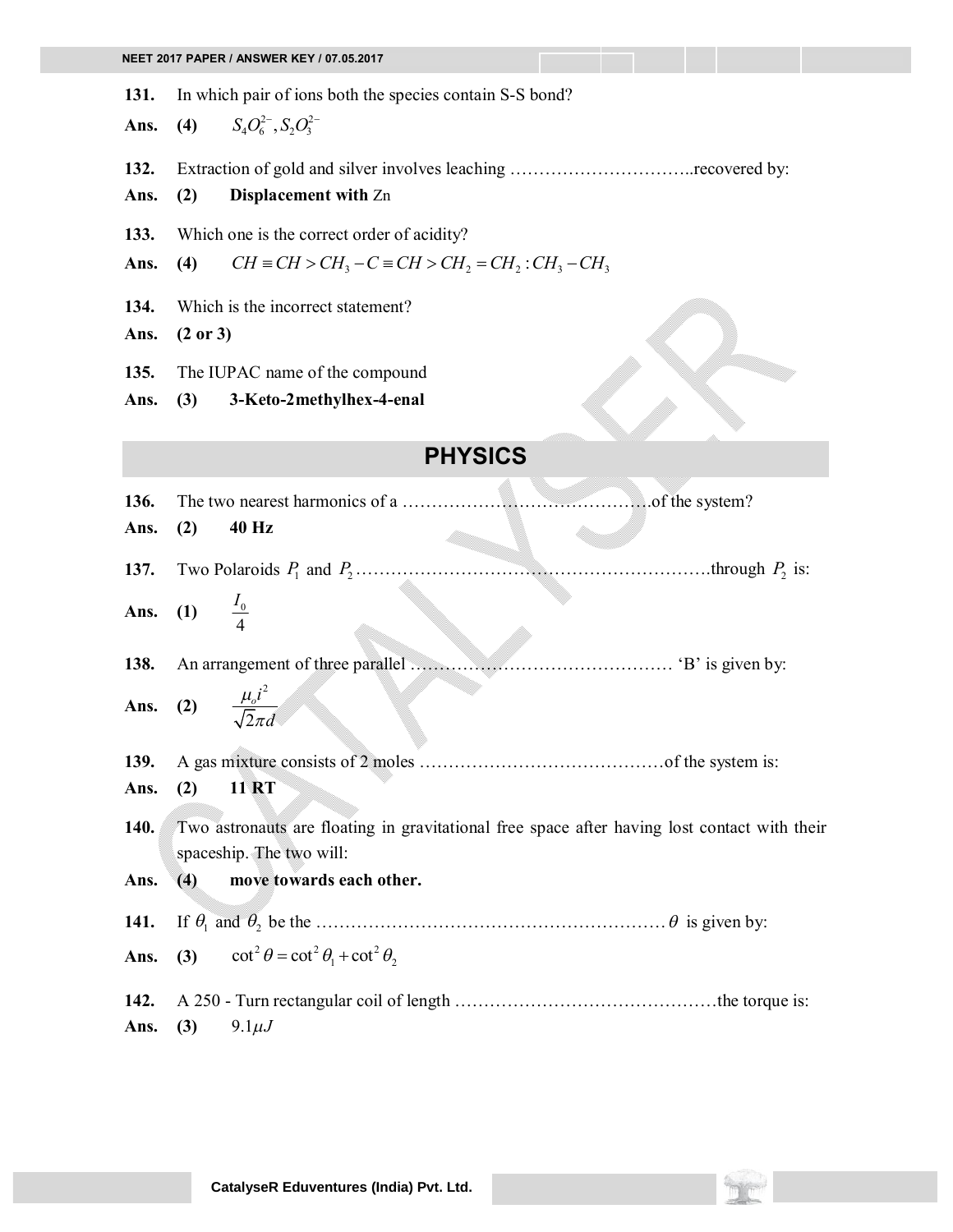**131.** In which pair of ions both the species contain S-S bond?

**Ans. (4)** $S_4O_6^{2-}, S_2O_3^{2-}$

**132.** Extraction of gold and silver involves leaching …………………………..recovered by:

**Ans. (2) Displacement with** Zn

**133.** Which one is the correct order of acidity?

**Ans. (4)** $CH \equiv CH > CH_3 - C \equiv CH > CH_2 = CH_2 : CH_3 - CH_3$

**134.** Which is the incorrect statement?

**Ans. (2 or 3)**

**135.** The IUPAC name of the compound

**Ans. (3) 3-Keto-2methylhex-4-enal**

## PHYSICS

**136.** The two nearest harmonics of a ……………………………………of the system?

**Ans. (2) 40 Hz**

**137.** Two Polaroids $P_1$ and $P_2$ ……………………………………………………through $P_2$ is:

**Ans. (1)** $\frac{I_0}{4}$

**138.** An arrangement of three parallel ……………………………………… 'B' is given by:

**Ans. (2)** $\frac{\mu_o i^2}{\sqrt{2}\pi d}$

**139.** A gas mixture consists of 2 moles ……………………………………of the system is:

**Ans. (2) 11 RT**

**140.** Two astronauts are floating in gravitational free space after having lost contact with their spaceship. The two will:

**Ans. (4) move towards each other.**

**141.** If $\theta_1$ and $\theta_2$ be the …………………………………………………… $\theta$ is given by:

**Ans. (3)** $\cot^2\theta = \cot^2\theta_1 + \cot^2\theta_2$

**142.** A 250 - Turn rectangular coil of length ………………………………………the torque is:

**Ans. (3)** $9.1\mu J$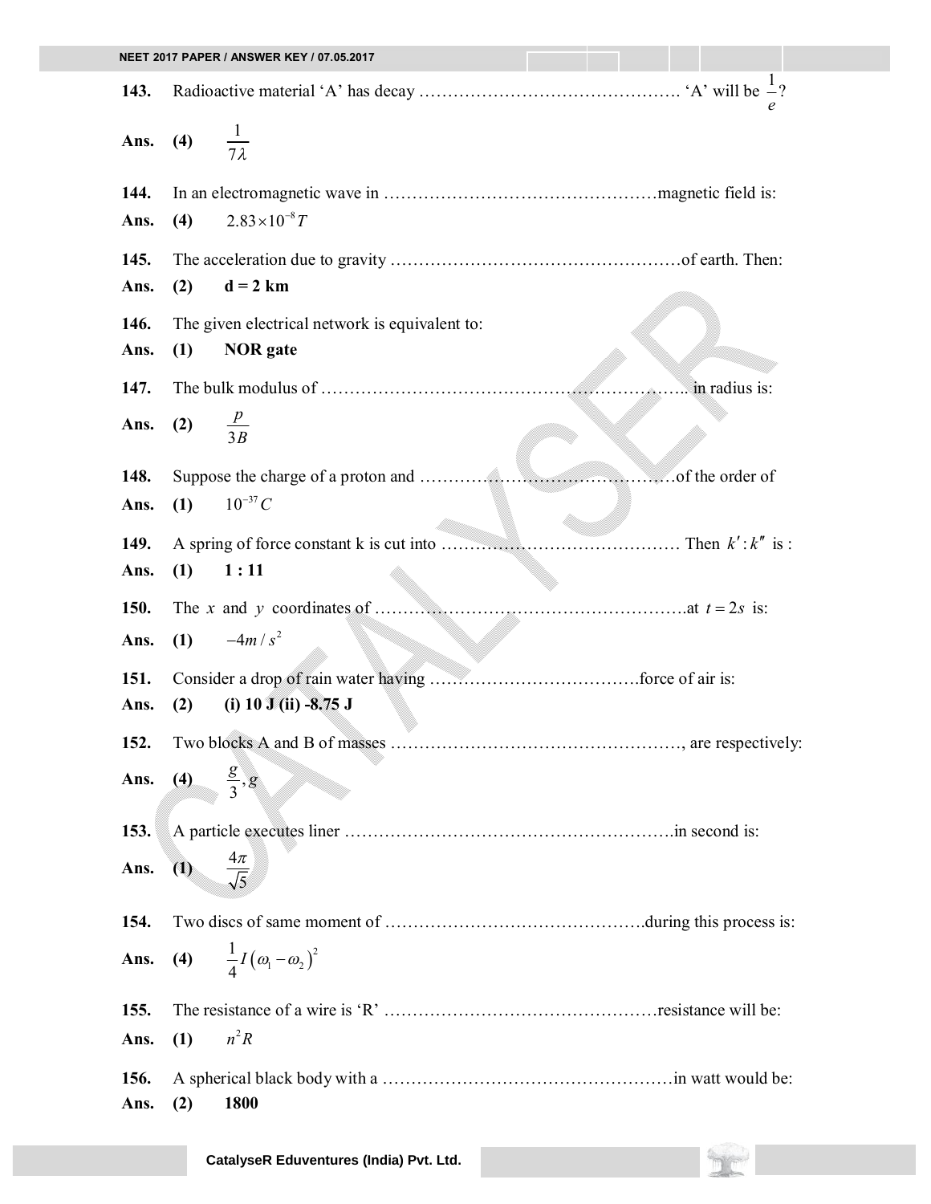**143.** Radioactive material ‘A’ has decay ………………………………………. ‘A’ will be $\frac{1}{e}$?

**Ans.** **(4)** $\frac{1}{7\lambda}$

**144.** In an electromagnetic wave in …………………………………………magnetic field is:

**Ans.** **(4)** $2.83\times10^{-8}T$

**145.** The acceleration due to gravity ……………………………………………of earth. Then:

**Ans.** **(2)** **d = 2 km**

**146.** The given electrical network is equivalent to:

**Ans.** **(1)** **NOR gate**

**147.** The bulk modulus of ……………………………………………………….. in radius is:

**Ans.** **(2)** $\frac{p}{3B}$

**148.** Suppose the charge of a proton and ………………………………………of the order of

**Ans.** **(1)** $10^{-37}C$

**149.** A spring of force constant k is cut into …………………………………… Then $k':k''$ is :

**Ans.** **(1)** **1 : 11**

**150.** The $x$ and $y$ coordinates of ……………………………………………….at $t=2s$ is:

**Ans.** **(1)** $-4m/s^2$

**151.** Consider a drop of rain water having ……………………………….force of air is:

**Ans.** **(2)** **(i) 10 J (ii) -8.75 J**

**152.** Two blocks A and B of masses ……………………………………………, are respectively:

**Ans.** **(4)** $\frac{g}{3},g$

**153.** A particle executes liner …………………………………………………in second is:

**Ans.** **(1)** $\frac{4\pi}{\sqrt{5}}$

**154.** Two discs of same moment of ………………………………………during this process is:

**Ans.** **(4)** $\frac{1}{4}I\left(\omega_1-\omega_2\right)^2$

**155.** The resistance of a wire is ‘R’ …………………………………………resistance will be:

**Ans.** **(1)** $n^2R$

**156.** A spherical black body with a ……………………………………………in watt would be:

**Ans.** **(2)** **1800**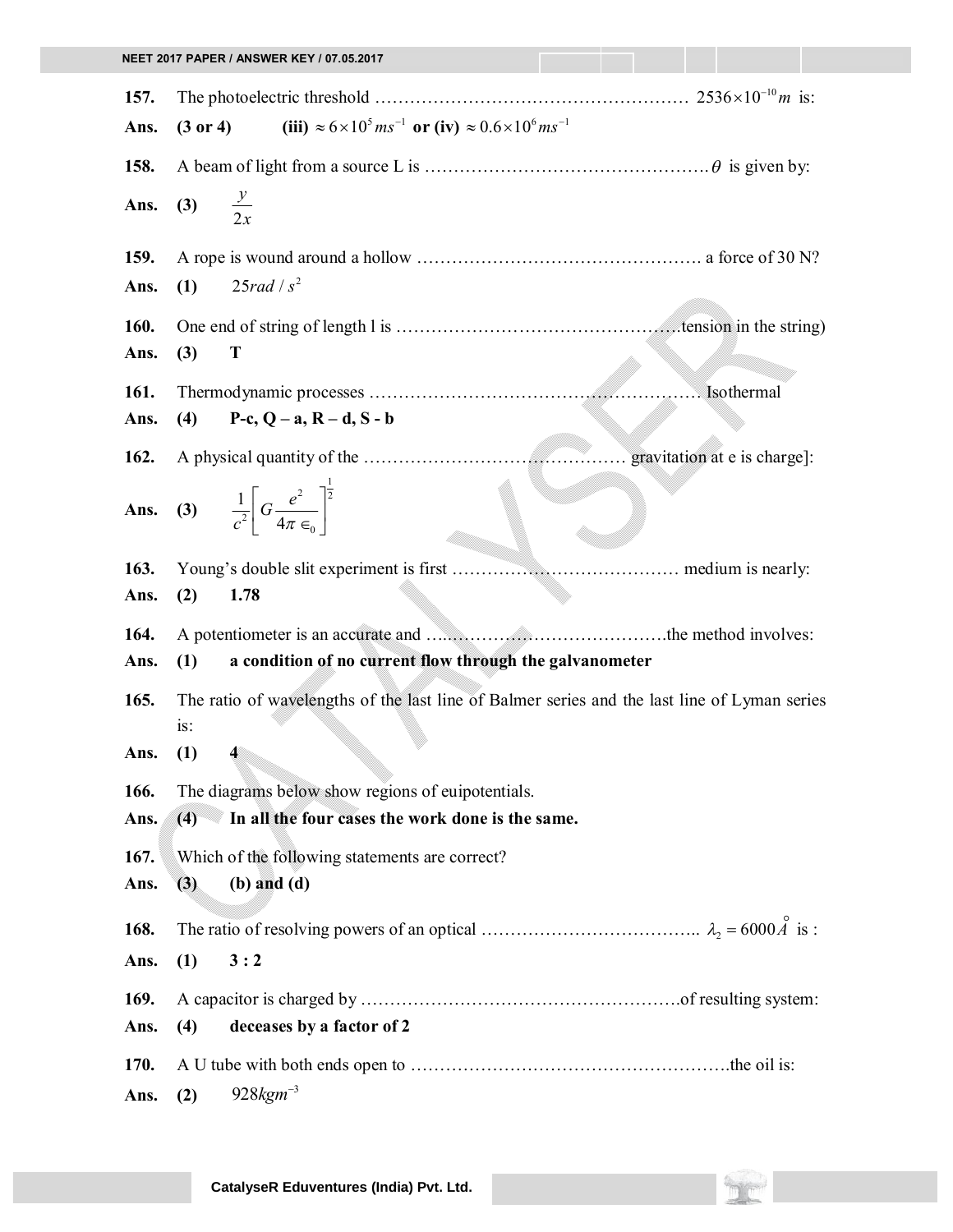**157.** The photoelectric threshold ……………………………………………… $2536 \times 10^{-10} m$ is:

**Ans.** **(3 or 4)** **(iii)** $\approx 6 \times 10^5 ms^{-1}$ **or (iv)** $\approx 0.6 \times 10^6 ms^{-1}$

**158.** A beam of light from a source L is ………………………………………… $\theta$ is given by:

**Ans.** **(3)** $\frac{y}{2x}$

**159.** A rope is wound around a hollow …………………………………………. a force of 30 N?

**Ans.** **(1)** $25 rad / s^2$

**160.** One end of string of length l is ………………………………………….tension in the string)

**Ans.** **(3)** **T**

**161.** Thermodynamic processes ……………………………………………… Isothermal

**Ans.** **(4)** **P-c, Q – a, R – d, S - b**

**162.** A physical quantity of the ……………………………………… gravitation at e is charge]:

**Ans.** **(3)** $\frac{1}{c^2}\left[G\frac{e^2}{4\pi \in_0}\right]^{\frac{1}{2}}$

**163.** Young's double slit experiment is first ………………………………… medium is nearly:

**Ans.** **(2)** **1.78**

**164.** A potentiometer is an accurate and ……………………………………the method involves:

**Ans.** **(1)** **a condition of no current flow through the galvanometer**

**165.** The ratio of wavelengths of the last line of Balmer series and the last line of Lyman series is:

**Ans.** **(1)** **4**

**166.** The diagrams below show regions of euipotentials.

**Ans.** **(4)** **In all the four cases the work done is the same.**

**167.** Which of the following statements are correct?

**Ans.** **(3)** **(b) and (d)**

**168.** The ratio of resolving powers of an optical ……………………………….. $\lambda_2 = 6000 \mathring{A}$ is :

**Ans.** **(1)** **3 : 2**

**169.** A capacitor is charged by ……………………………………………….of resulting system:

**Ans.** **(4)** **deceases by a factor of 2**

**170.** A U tube with both ends open to ……………………………………………….the oil is:

**Ans.** **(2)** $928 kgm^{-3}$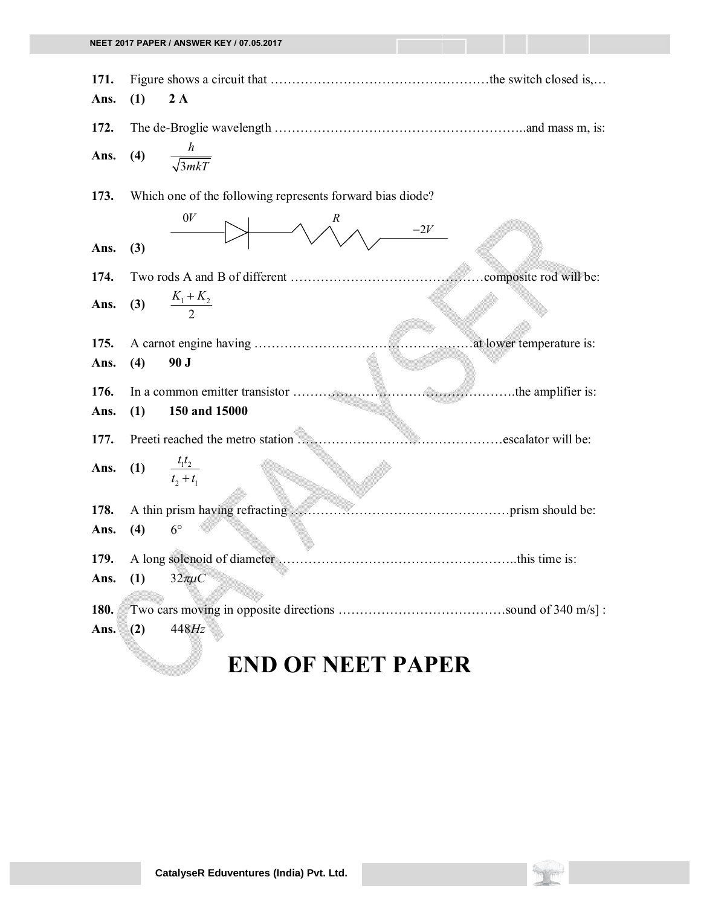**171.** Figure shows a circuit that ……………………………………………the switch closed is,…

**Ans.** **(1)** **2 A**

**172.** The de-Broglie wavelength …………………………………………………..and mass m, is:

**Ans.** **(4)** $\frac{h}{\sqrt{3mkT}}$

**173.** Which one of the following represents forward bias diode?

**Ans.** **(3)** $0V$ —▷|— $R$ — $-2V$

**174.** Two rods A and B of different ………………………………………composite rod will be:

**Ans.** **(3)** $\frac{K_1 + K_2}{2}$

**175.** A carnot engine having ……………………………………………at lower temperature is:

**Ans.** **(4)** **90 J**

**176.** In a common emitter transistor …………………………………………….the amplifier is:

**Ans.** **(1)** **150 and 15000**

**177.** Preeti reached the metro station …………………………………………escalator will be:

**Ans.** **(1)** $\frac{t_1 t_2}{t_2 + t_1}$

**178.** A thin prism having refracting ……………………………………………prism should be:

**Ans.** **(4)** $6°$

**179.** A long solenoid of diameter ………………………………………………..this time is:

**Ans.** **(1)** $32\pi\mu C$

**180.** Two cars moving in opposite directions …………………………………sound of 340 m/s] :

**Ans.** **(2)** $448 Hz$

# END OF NEET PAPER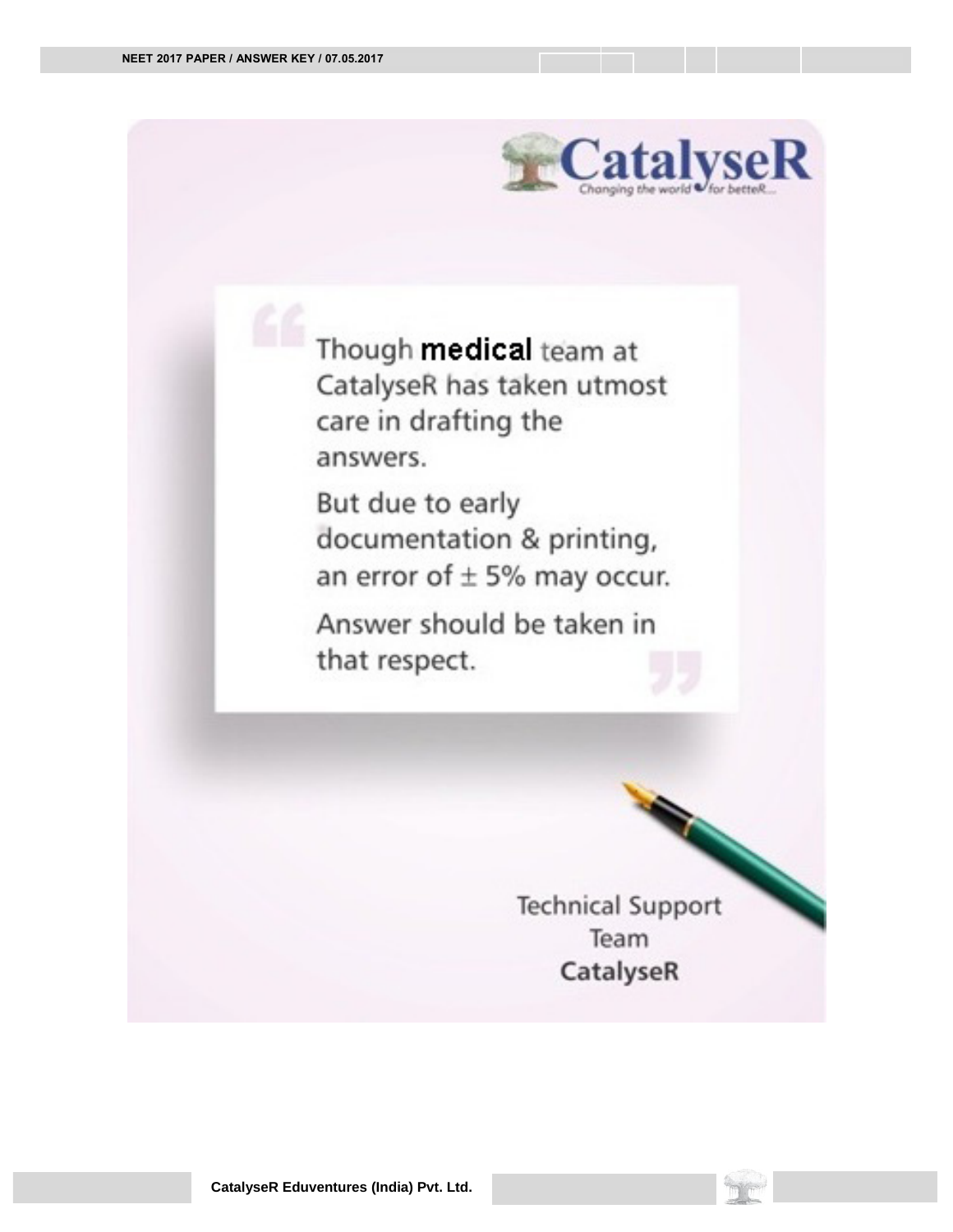**CatalyseR**

Changing the world for betteR...

> Though **medical** team at CatalyseR has taken utmost care in drafting the answers.
>
> But due to early documentation & printing, an error of $\pm$ 5% may occur.
>
> Answer should be taken in that respect.

Technical Support Team

CatalyseR